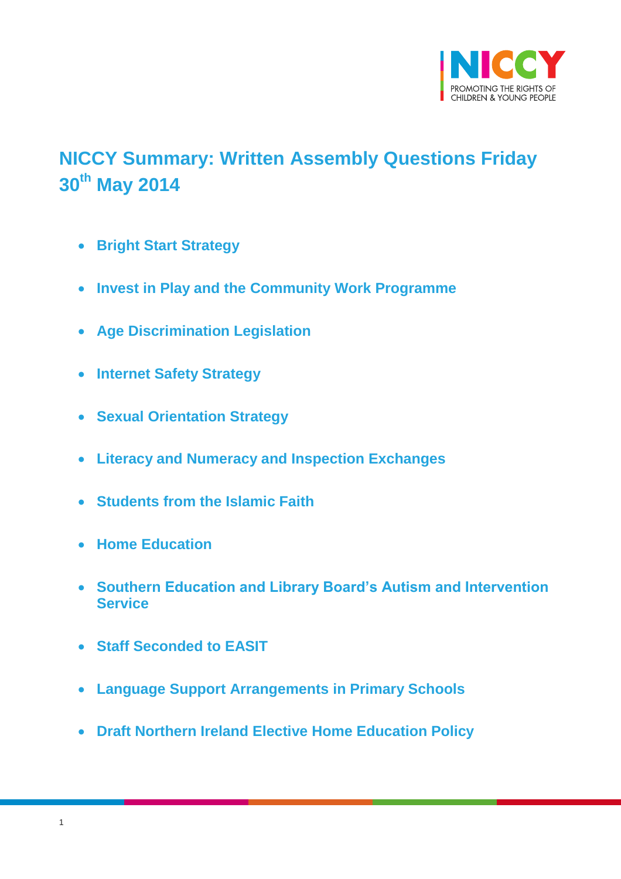# NICCY Summary: Written Assembly Questions Friday 30th May 2014

- **Bright Start Strategy**
- **Invest in Play and the Community Work Programme**
- **Age Discrimination Legislation**
- **Internet Safety Strategy**
- **Sexual Orientation Strategy**
- **Literacy and Numeracy and Inspection Exchanges**
- **Students from the Islamic Faith**
- **Home Education**
- **Southern Education and Library Board's Autism and Intervention Service**
- **Staff Seconded to EASIT**
- **Language Support Arrangements in Primary Schools**
- **Draft Northern Ireland Elective Home Education Policy**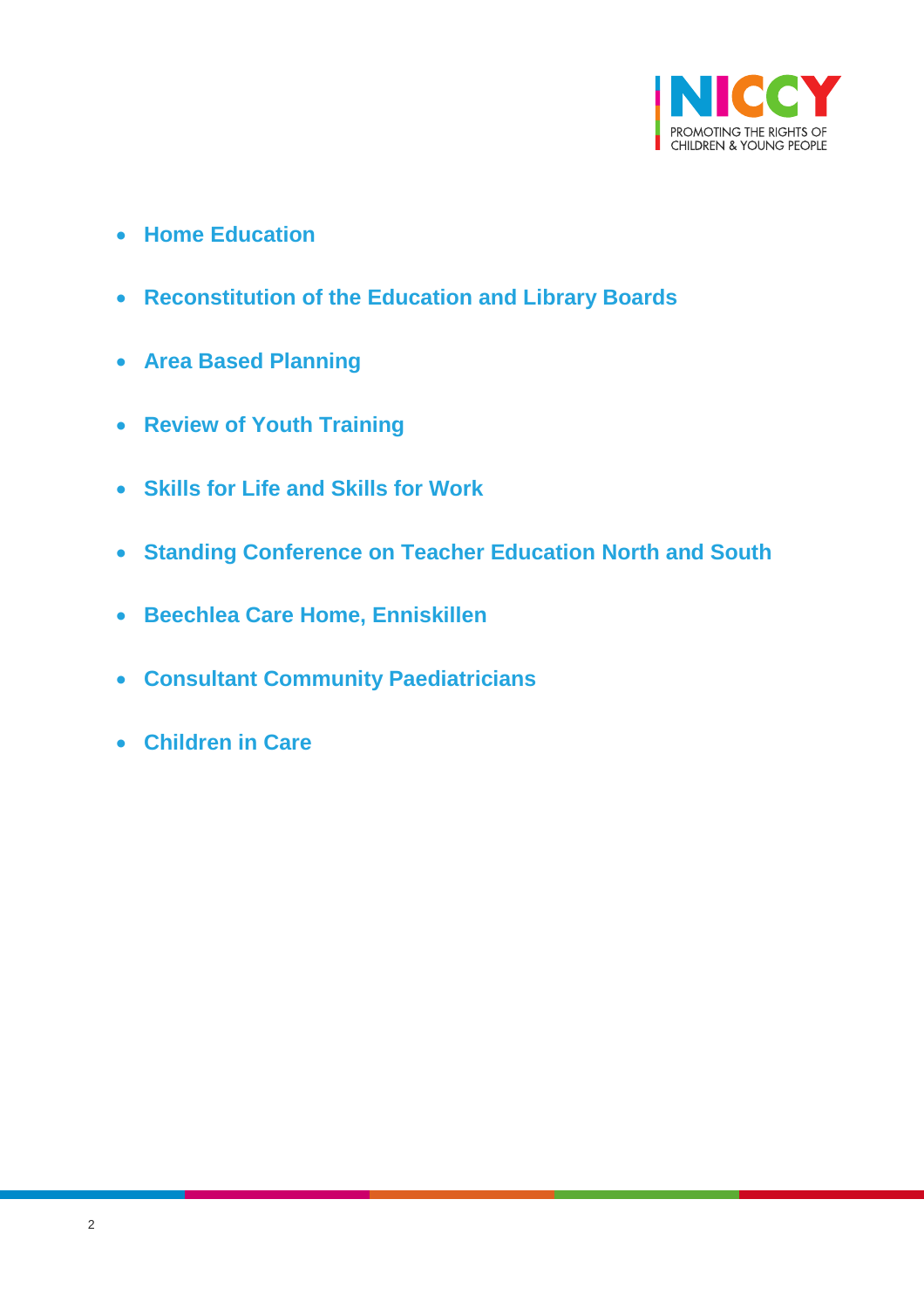- **Home Education**
- **Reconstitution of the Education and Library Boards**
- **Area Based Planning**
- **Review of Youth Training**
- **Skills for Life and Skills for Work**
- **Standing Conference on Teacher Education North and South**
- **Beechlea Care Home, Enniskillen**
- **Consultant Community Paediatricians**
- **Children in Care**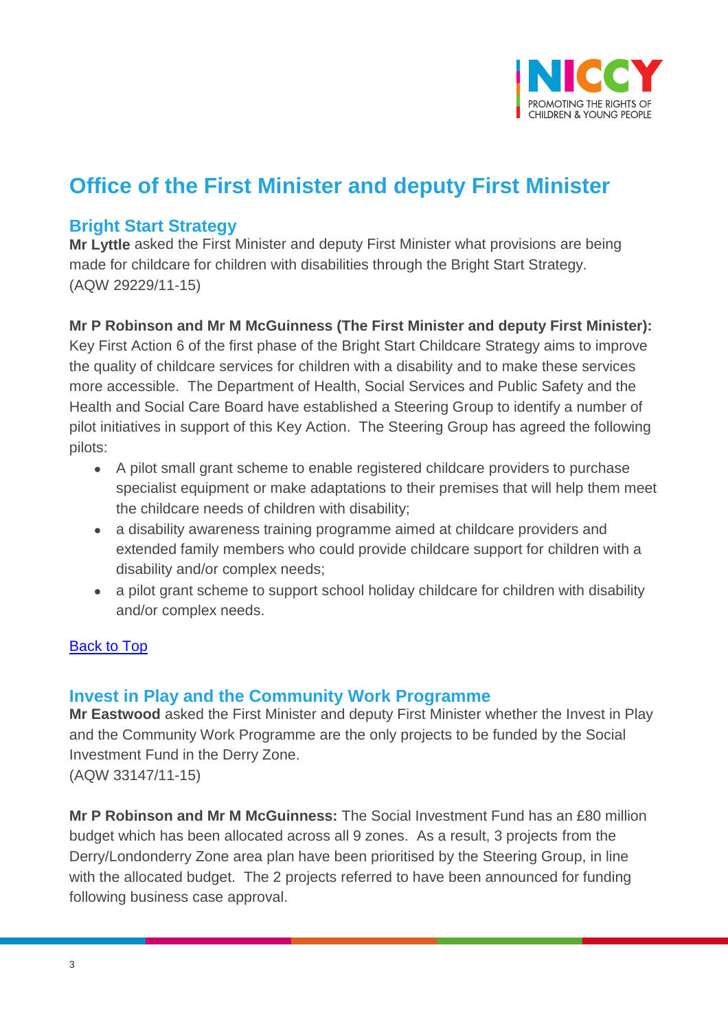# Office of the First Minister and deputy First Minister

## Bright Start Strategy

**Mr Lyttle** asked the First Minister and deputy First Minister what provisions are being made for childcare for children with disabilities through the Bright Start Strategy.
(AQW 29229/11-15)

**Mr P Robinson and Mr M McGuinness (The First Minister and deputy First Minister):** Key First Action 6 of the first phase of the Bright Start Childcare Strategy aims to improve the quality of childcare services for children with a disability and to make these services more accessible. The Department of Health, Social Services and Public Safety and the Health and Social Care Board have established a Steering Group to identify a number of pilot initiatives in support of this Key Action. The Steering Group has agreed the following pilots:

- A pilot small grant scheme to enable registered childcare providers to purchase specialist equipment or make adaptations to their premises that will help them meet the childcare needs of children with disability;
- a disability awareness training programme aimed at childcare providers and extended family members who could provide childcare support for children with a disability and/or complex needs;
- a pilot grant scheme to support school holiday childcare for children with disability and/or complex needs.

[Back to Top]

## Invest in Play and the Community Work Programme

**Mr Eastwood** asked the First Minister and deputy First Minister whether the Invest in Play and the Community Work Programme are the only projects to be funded by the Social Investment Fund in the Derry Zone.
(AQW 33147/11-15)

**Mr P Robinson and Mr M McGuinness:** The Social Investment Fund has an £80 million budget which has been allocated across all 9 zones. As a result, 3 projects from the Derry/Londonderry Zone area plan have been prioritised by the Steering Group, in line with the allocated budget. The 2 projects referred to have been announced for funding following business case approval.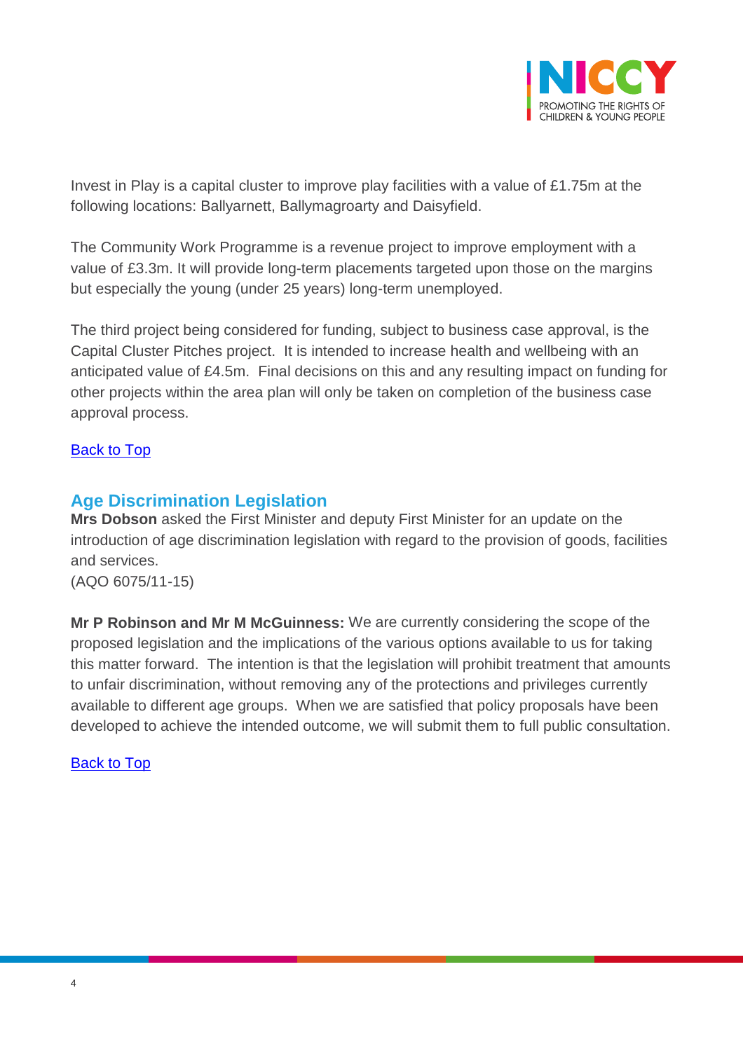Invest in Play is a capital cluster to improve play facilities with a value of £1.75m at the following locations: Ballyarnett, Ballymagroarty and Daisyfield.

The Community Work Programme is a revenue project to improve employment with a value of £3.3m. It will provide long-term placements targeted upon those on the margins but especially the young (under 25 years) long-term unemployed.

The third project being considered for funding, subject to business case approval, is the Capital Cluster Pitches project. It is intended to increase health and wellbeing with an anticipated value of £4.5m. Final decisions on this and any resulting impact on funding for other projects within the area plan will only be taken on completion of the business case approval process.

Back to Top

## Age Discrimination Legislation

**Mrs Dobson** asked the First Minister and deputy First Minister for an update on the introduction of age discrimination legislation with regard to the provision of goods, facilities and services.
(AQO 6075/11-15)

**Mr P Robinson and Mr M McGuinness:** We are currently considering the scope of the proposed legislation and the implications of the various options available to us for taking this matter forward. The intention is that the legislation will prohibit treatment that amounts to unfair discrimination, without removing any of the protections and privileges currently available to different age groups. When we are satisfied that policy proposals have been developed to achieve the intended outcome, we will submit them to full public consultation.

Back to Top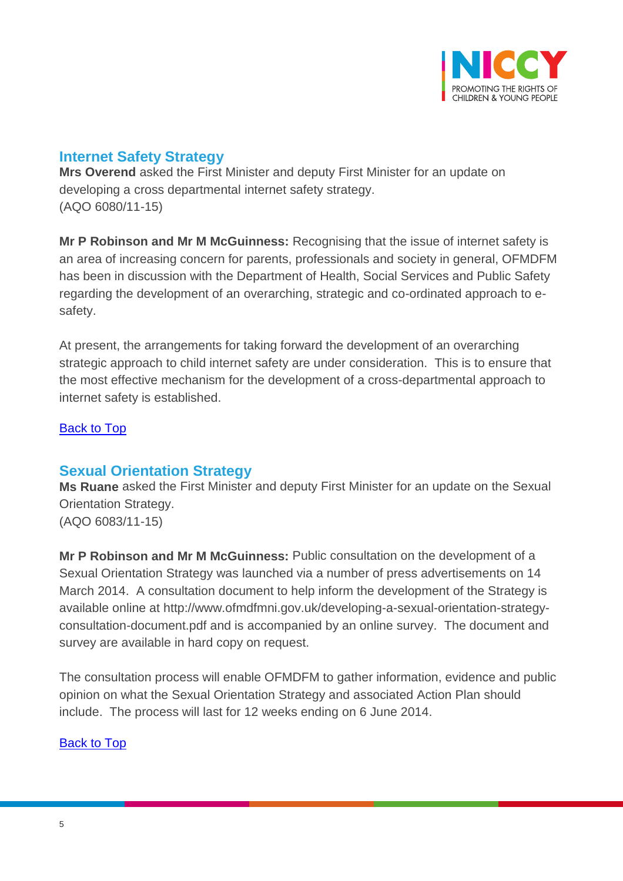## Internet Safety Strategy

**Mrs Overend** asked the First Minister and deputy First Minister for an update on developing a cross departmental internet safety strategy.
(AQO 6080/11-15)

**Mr P Robinson and Mr M McGuinness:** Recognising that the issue of internet safety is an area of increasing concern for parents, professionals and society in general, OFMDFM has been in discussion with the Department of Health, Social Services and Public Safety regarding the development of an overarching, strategic and co-ordinated approach to e-safety.

At present, the arrangements for taking forward the development of an overarching strategic approach to child internet safety are under consideration. This is to ensure that the most effective mechanism for the development of a cross-departmental approach to internet safety is established.

Back to Top

## Sexual Orientation Strategy

**Ms Ruane** asked the First Minister and deputy First Minister for an update on the Sexual Orientation Strategy.
(AQO 6083/11-15)

**Mr P Robinson and Mr M McGuinness:** Public consultation on the development of a Sexual Orientation Strategy was launched via a number of press advertisements on 14 March 2014. A consultation document to help inform the development of the Strategy is available online at http://www.ofmdfmni.gov.uk/developing-a-sexual-orientation-strategy-consultation-document.pdf and is accompanied by an online survey. The document and survey are available in hard copy on request.

The consultation process will enable OFMDFM to gather information, evidence and public opinion on what the Sexual Orientation Strategy and associated Action Plan should include. The process will last for 12 weeks ending on 6 June 2014.

Back to Top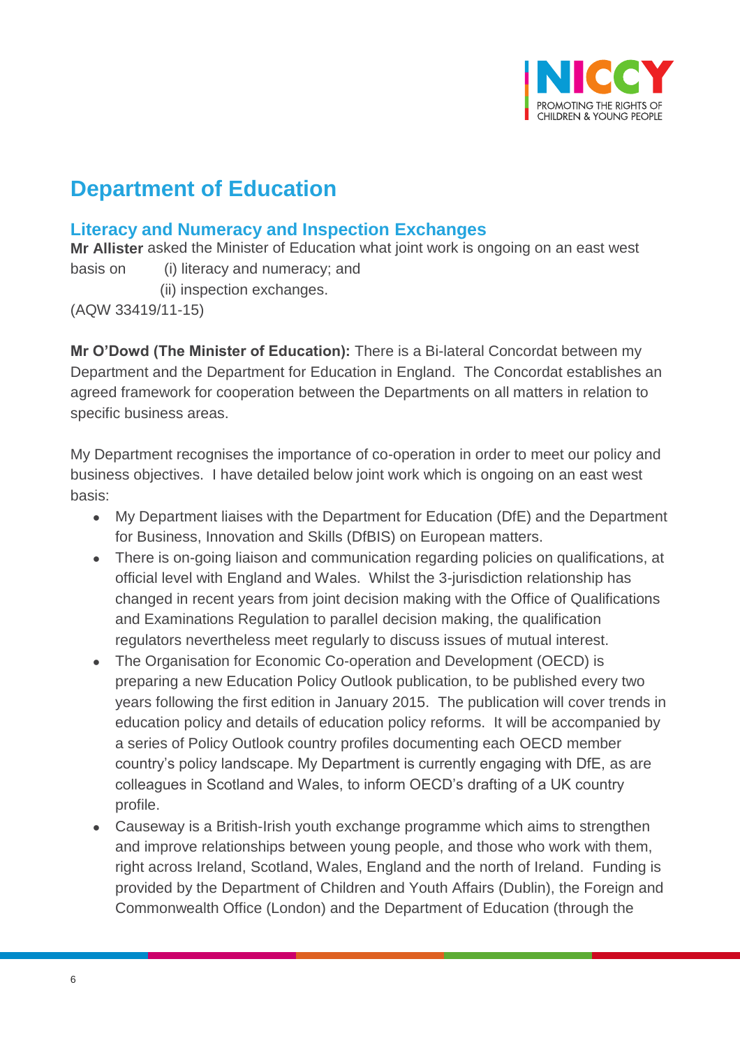# Department of Education

## Literacy and Numeracy and Inspection Exchanges

**Mr Allister** asked the Minister of Education what joint work is ongoing on an east west basis on (i) literacy and numeracy; and
(ii) inspection exchanges.
(AQW 33419/11-15)

**Mr O'Dowd (The Minister of Education):** There is a Bi-lateral Concordat between my Department and the Department for Education in England. The Concordat establishes an agreed framework for cooperation between the Departments on all matters in relation to specific business areas.

My Department recognises the importance of co-operation in order to meet our policy and business objectives. I have detailed below joint work which is ongoing on an east west basis:

- My Department liaises with the Department for Education (DfE) and the Department for Business, Innovation and Skills (DfBIS) on European matters.
- There is on-going liaison and communication regarding policies on qualifications, at official level with England and Wales. Whilst the 3-jurisdiction relationship has changed in recent years from joint decision making with the Office of Qualifications and Examinations Regulation to parallel decision making, the qualification regulators nevertheless meet regularly to discuss issues of mutual interest.
- The Organisation for Economic Co-operation and Development (OECD) is preparing a new Education Policy Outlook publication, to be published every two years following the first edition in January 2015. The publication will cover trends in education policy and details of education policy reforms. It will be accompanied by a series of Policy Outlook country profiles documenting each OECD member country's policy landscape. My Department is currently engaging with DfE, as are colleagues in Scotland and Wales, to inform OECD's drafting of a UK country profile.
- Causeway is a British-Irish youth exchange programme which aims to strengthen and improve relationships between young people, and those who work with them, right across Ireland, Scotland, Wales, England and the north of Ireland. Funding is provided by the Department of Children and Youth Affairs (Dublin), the Foreign and Commonwealth Office (London) and the Department of Education (through the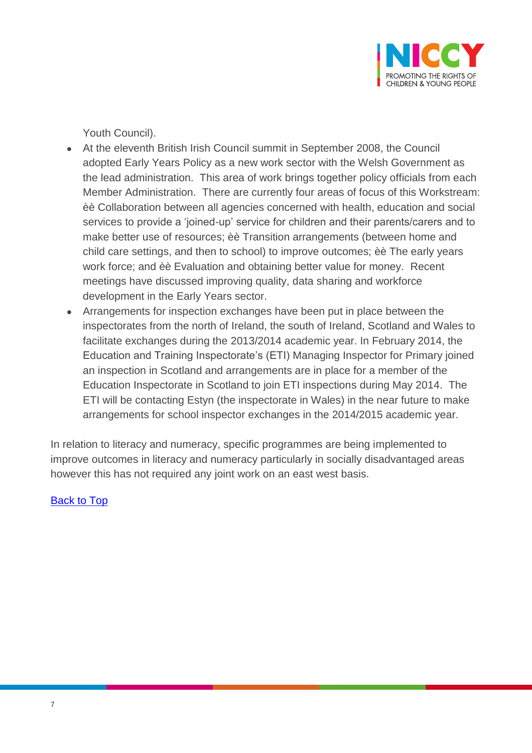Youth Council).

- At the eleventh British Irish Council summit in September 2008, the Council adopted Early Years Policy as a new work sector with the Welsh Government as the lead administration. This area of work brings together policy officials from each Member Administration. There are currently four areas of focus of this Workstream: èè Collaboration between all agencies concerned with health, education and social services to provide a 'joined-up' service for children and their parents/carers and to make better use of resources; èè Transition arrangements (between home and child care settings, and then to school) to improve outcomes; èè The early years work force; and èè Evaluation and obtaining better value for money. Recent meetings have discussed improving quality, data sharing and workforce development in the Early Years sector.
- Arrangements for inspection exchanges have been put in place between the inspectorates from the north of Ireland, the south of Ireland, Scotland and Wales to facilitate exchanges during the 2013/2014 academic year. In February 2014, the Education and Training Inspectorate's (ETI) Managing Inspector for Primary joined an inspection in Scotland and arrangements are in place for a member of the Education Inspectorate in Scotland to join ETI inspections during May 2014. The ETI will be contacting Estyn (the inspectorate in Wales) in the near future to make arrangements for school inspector exchanges in the 2014/2015 academic year.

In relation to literacy and numeracy, specific programmes are being implemented to improve outcomes in literacy and numeracy particularly in socially disadvantaged areas however this has not required any joint work on an east west basis.

Back to Top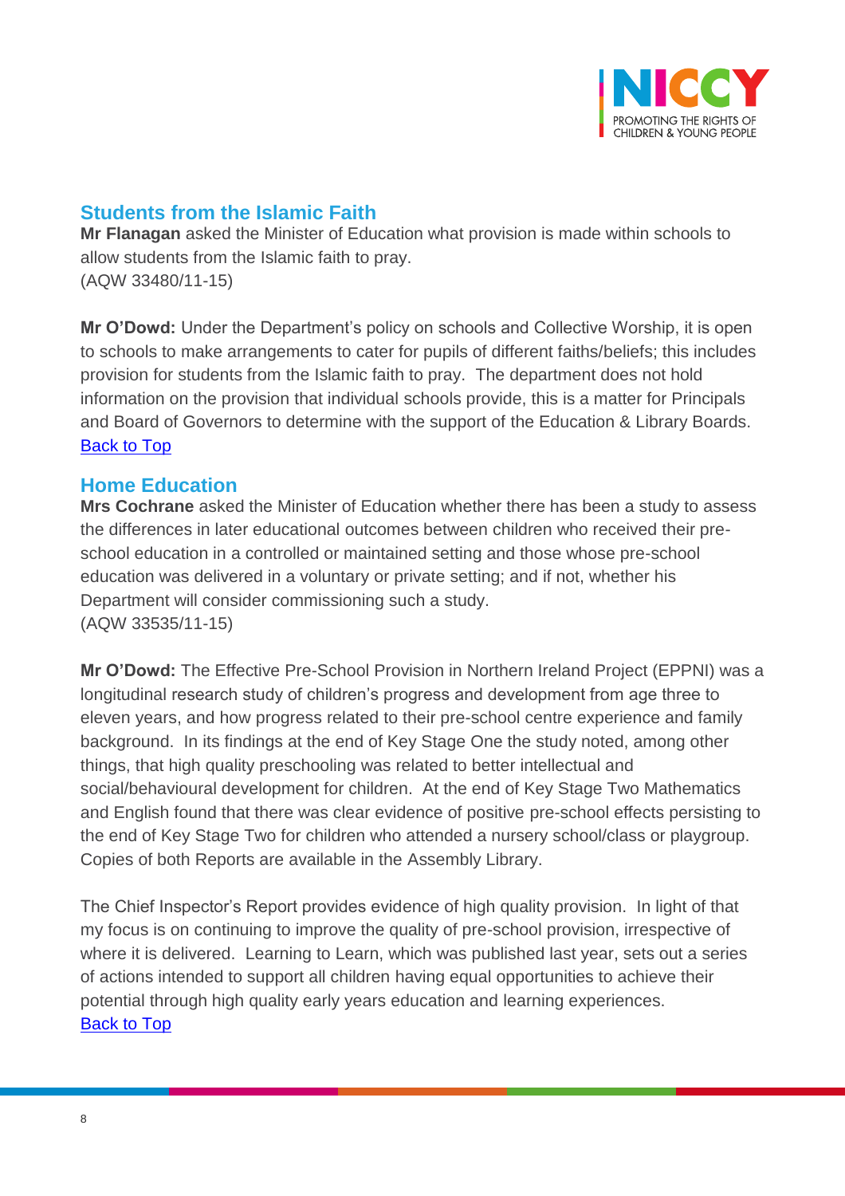## Students from the Islamic Faith

**Mr Flanagan** asked the Minister of Education what provision is made within schools to allow students from the Islamic faith to pray.
(AQW 33480/11-15)

**Mr O'Dowd:** Under the Department's policy on schools and Collective Worship, it is open to schools to make arrangements to cater for pupils of different faiths/beliefs; this includes provision for students from the Islamic faith to pray. The department does not hold information on the provision that individual schools provide, this is a matter for Principals and Board of Governors to determine with the support of the Education & Library Boards.
[Back to Top]

## Home Education

**Mrs Cochrane** asked the Minister of Education whether there has been a study to assess the differences in later educational outcomes between children who received their pre-school education in a controlled or maintained setting and those whose pre-school education was delivered in a voluntary or private setting; and if not, whether his Department will consider commissioning such a study.
(AQW 33535/11-15)

**Mr O'Dowd:** The Effective Pre-School Provision in Northern Ireland Project (EPPNI) was a longitudinal research study of children's progress and development from age three to eleven years, and how progress related to their pre-school centre experience and family background. In its findings at the end of Key Stage One the study noted, among other things, that high quality preschooling was related to better intellectual and social/behavioural development for children. At the end of Key Stage Two Mathematics and English found that there was clear evidence of positive pre-school effects persisting to the end of Key Stage Two for children who attended a nursery school/class or playgroup. Copies of both Reports are available in the Assembly Library.

The Chief Inspector's Report provides evidence of high quality provision. In light of that my focus is on continuing to improve the quality of pre-school provision, irrespective of where it is delivered. Learning to Learn, which was published last year, sets out a series of actions intended to support all children having equal opportunities to achieve their potential through high quality early years education and learning experiences.
[Back to Top]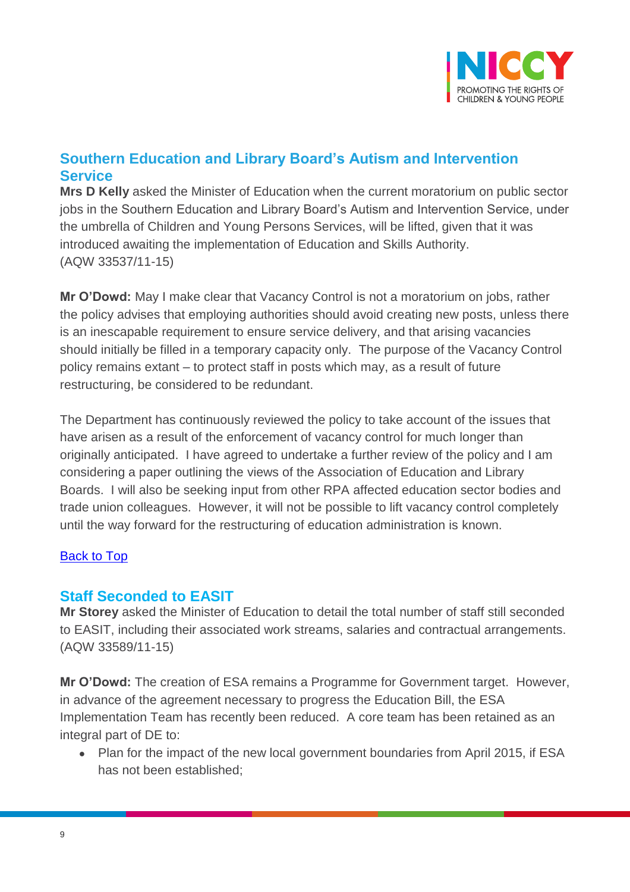## Southern Education and Library Board's Autism and Intervention Service

**Mrs D Kelly** asked the Minister of Education when the current moratorium on public sector jobs in the Southern Education and Library Board's Autism and Intervention Service, under the umbrella of Children and Young Persons Services, will be lifted, given that it was introduced awaiting the implementation of Education and Skills Authority. (AQW 33537/11-15)

**Mr O'Dowd:** May I make clear that Vacancy Control is not a moratorium on jobs, rather the policy advises that employing authorities should avoid creating new posts, unless there is an inescapable requirement to ensure service delivery, and that arising vacancies should initially be filled in a temporary capacity only. The purpose of the Vacancy Control policy remains extant – to protect staff in posts which may, as a result of future restructuring, be considered to be redundant.

The Department has continuously reviewed the policy to take account of the issues that have arisen as a result of the enforcement of vacancy control for much longer than originally anticipated. I have agreed to undertake a further review of the policy and I am considering a paper outlining the views of the Association of Education and Library Boards. I will also be seeking input from other RPA affected education sector bodies and trade union colleagues. However, it will not be possible to lift vacancy control completely until the way forward for the restructuring of education administration is known.

Back to Top

## Staff Seconded to EASIT

**Mr Storey** asked the Minister of Education to detail the total number of staff still seconded to EASIT, including their associated work streams, salaries and contractual arrangements. (AQW 33589/11-15)

**Mr O'Dowd:** The creation of ESA remains a Programme for Government target. However, in advance of the agreement necessary to progress the Education Bill, the ESA Implementation Team has recently been reduced. A core team has been retained as an integral part of DE to:

- Plan for the impact of the new local government boundaries from April 2015, if ESA has not been established;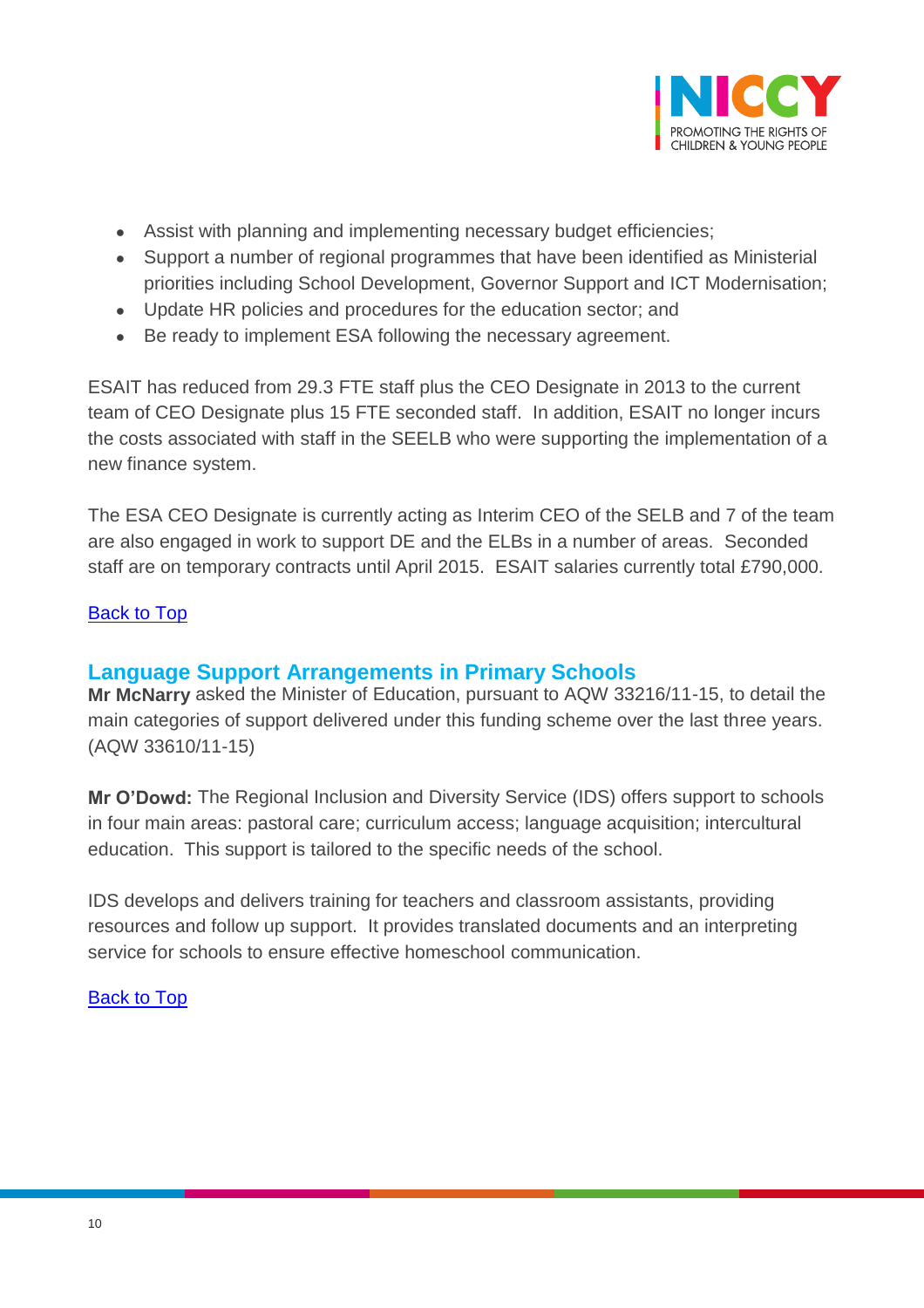- Assist with planning and implementing necessary budget efficiencies;
- Support a number of regional programmes that have been identified as Ministerial priorities including School Development, Governor Support and ICT Modernisation;
- Update HR policies and procedures for the education sector; and
- Be ready to implement ESA following the necessary agreement.

ESAIT has reduced from 29.3 FTE staff plus the CEO Designate in 2013 to the current team of CEO Designate plus 15 FTE seconded staff. In addition, ESAIT no longer incurs the costs associated with staff in the SEELB who were supporting the implementation of a new finance system.

The ESA CEO Designate is currently acting as Interim CEO of the SELB and 7 of the team are also engaged in work to support DE and the ELBs in a number of areas. Seconded staff are on temporary contracts until April 2015. ESAIT salaries currently total £790,000.

Back to Top

## Language Support Arrangements in Primary Schools

**Mr McNarry** asked the Minister of Education, pursuant to AQW 33216/11-15, to detail the main categories of support delivered under this funding scheme over the last three years. (AQW 33610/11-15)

**Mr O'Dowd:** The Regional Inclusion and Diversity Service (IDS) offers support to schools in four main areas: pastoral care; curriculum access; language acquisition; intercultural education. This support is tailored to the specific needs of the school.

IDS develops and delivers training for teachers and classroom assistants, providing resources and follow up support. It provides translated documents and an interpreting service for schools to ensure effective homeschool communication.

Back to Top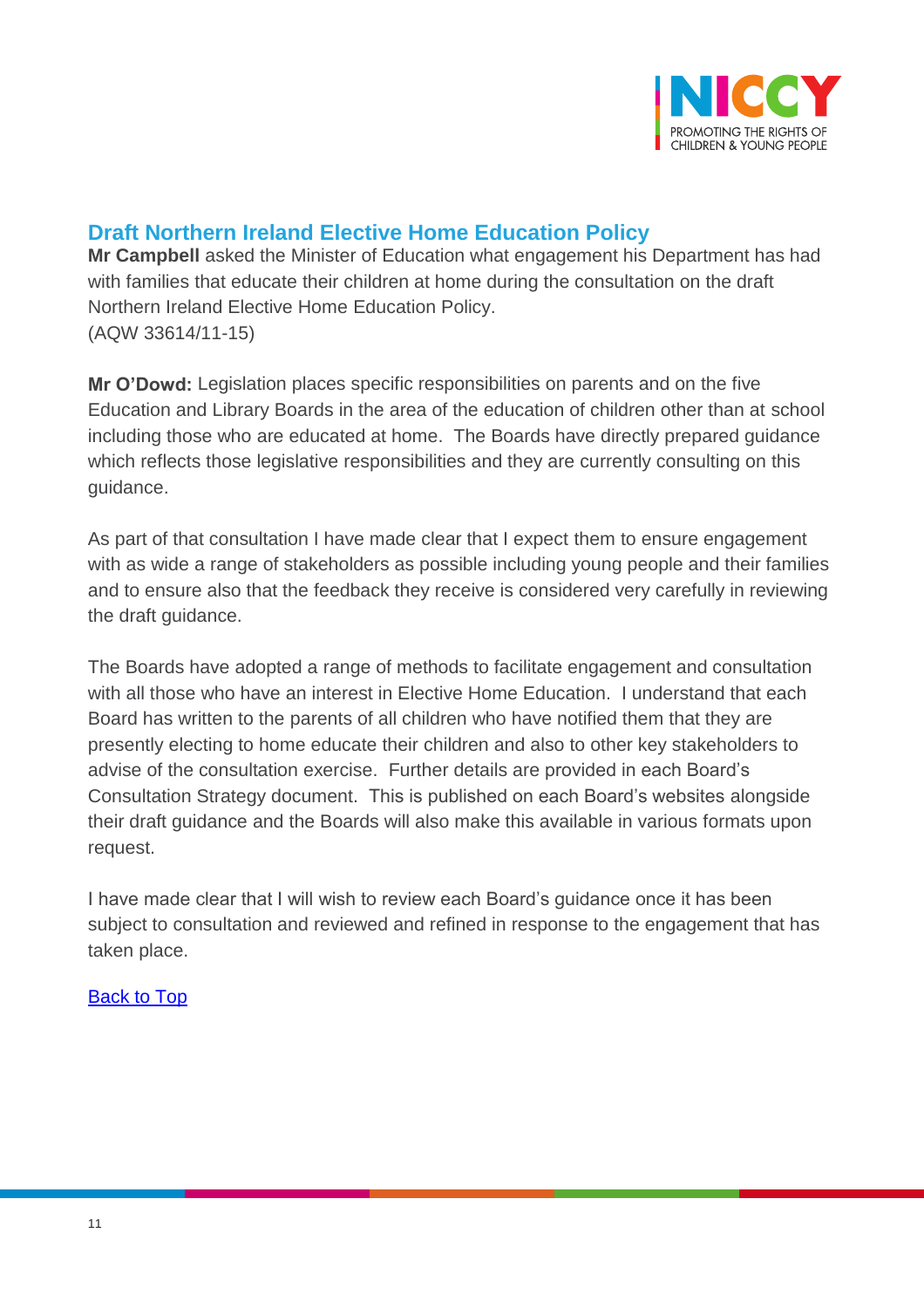## Draft Northern Ireland Elective Home Education Policy

**Mr Campbell** asked the Minister of Education what engagement his Department has had with families that educate their children at home during the consultation on the draft Northern Ireland Elective Home Education Policy.
(AQW 33614/11-15)

**Mr O'Dowd:** Legislation places specific responsibilities on parents and on the five Education and Library Boards in the area of the education of children other than at school including those who are educated at home. The Boards have directly prepared guidance which reflects those legislative responsibilities and they are currently consulting on this guidance.

As part of that consultation I have made clear that I expect them to ensure engagement with as wide a range of stakeholders as possible including young people and their families and to ensure also that the feedback they receive is considered very carefully in reviewing the draft guidance.

The Boards have adopted a range of methods to facilitate engagement and consultation with all those who have an interest in Elective Home Education. I understand that each Board has written to the parents of all children who have notified them that they are presently electing to home educate their children and also to other key stakeholders to advise of the consultation exercise. Further details are provided in each Board's Consultation Strategy document. This is published on each Board's websites alongside their draft guidance and the Boards will also make this available in various formats upon request.

I have made clear that I will wish to review each Board's guidance once it has been subject to consultation and reviewed and refined in response to the engagement that has taken place.

[Back to Top]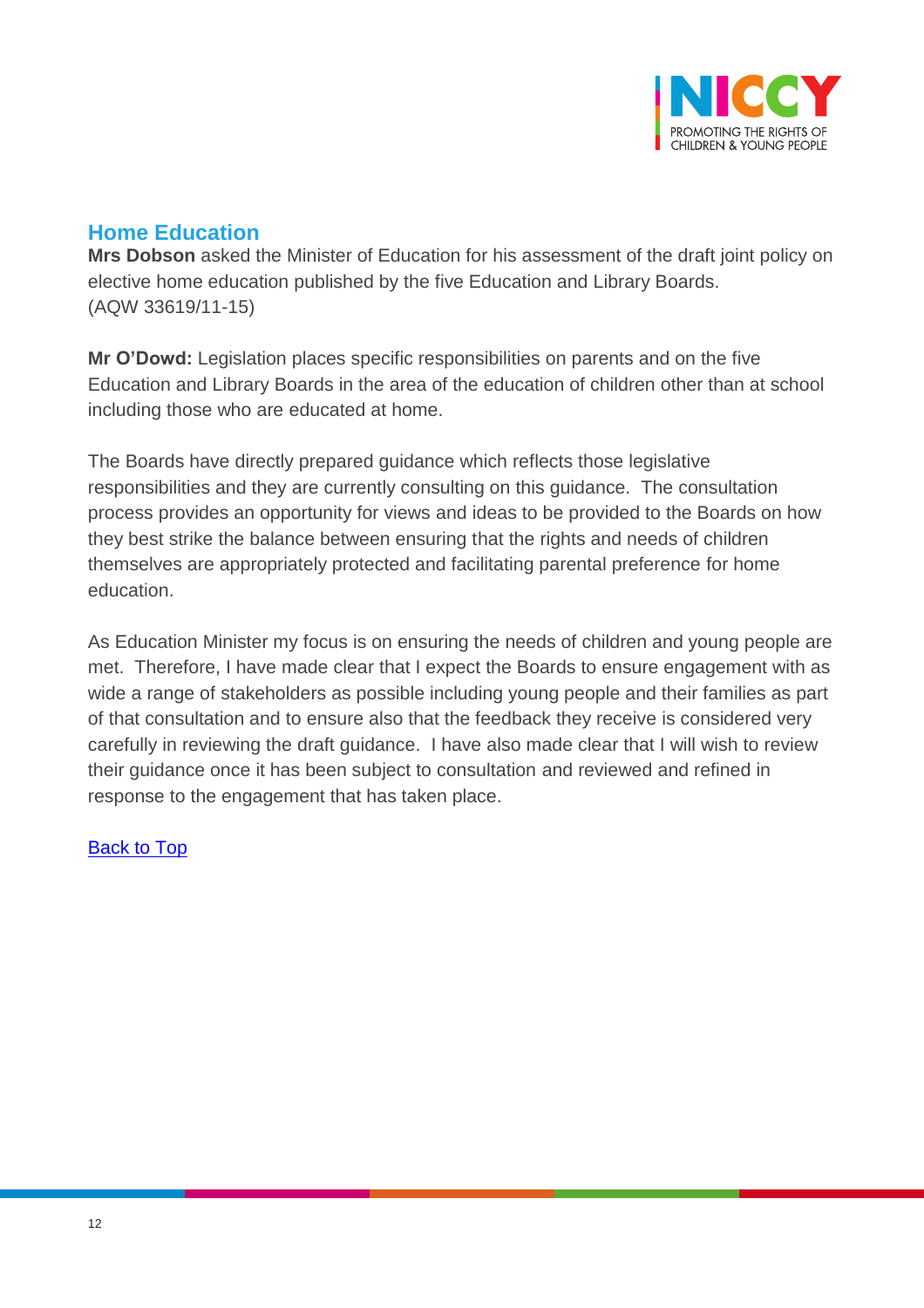## Home Education

**Mrs Dobson** asked the Minister of Education for his assessment of the draft joint policy on elective home education published by the five Education and Library Boards.
(AQW 33619/11-15)

**Mr O'Dowd:** Legislation places specific responsibilities on parents and on the five Education and Library Boards in the area of the education of children other than at school including those who are educated at home.

The Boards have directly prepared guidance which reflects those legislative responsibilities and they are currently consulting on this guidance. The consultation process provides an opportunity for views and ideas to be provided to the Boards on how they best strike the balance between ensuring that the rights and needs of children themselves are appropriately protected and facilitating parental preference for home education.

As Education Minister my focus is on ensuring the needs of children and young people are met. Therefore, I have made clear that I expect the Boards to ensure engagement with as wide a range of stakeholders as possible including young people and their families as part of that consultation and to ensure also that the feedback they receive is considered very carefully in reviewing the draft guidance. I have also made clear that I will wish to review their guidance once it has been subject to consultation and reviewed and refined in response to the engagement that has taken place.

Back to Top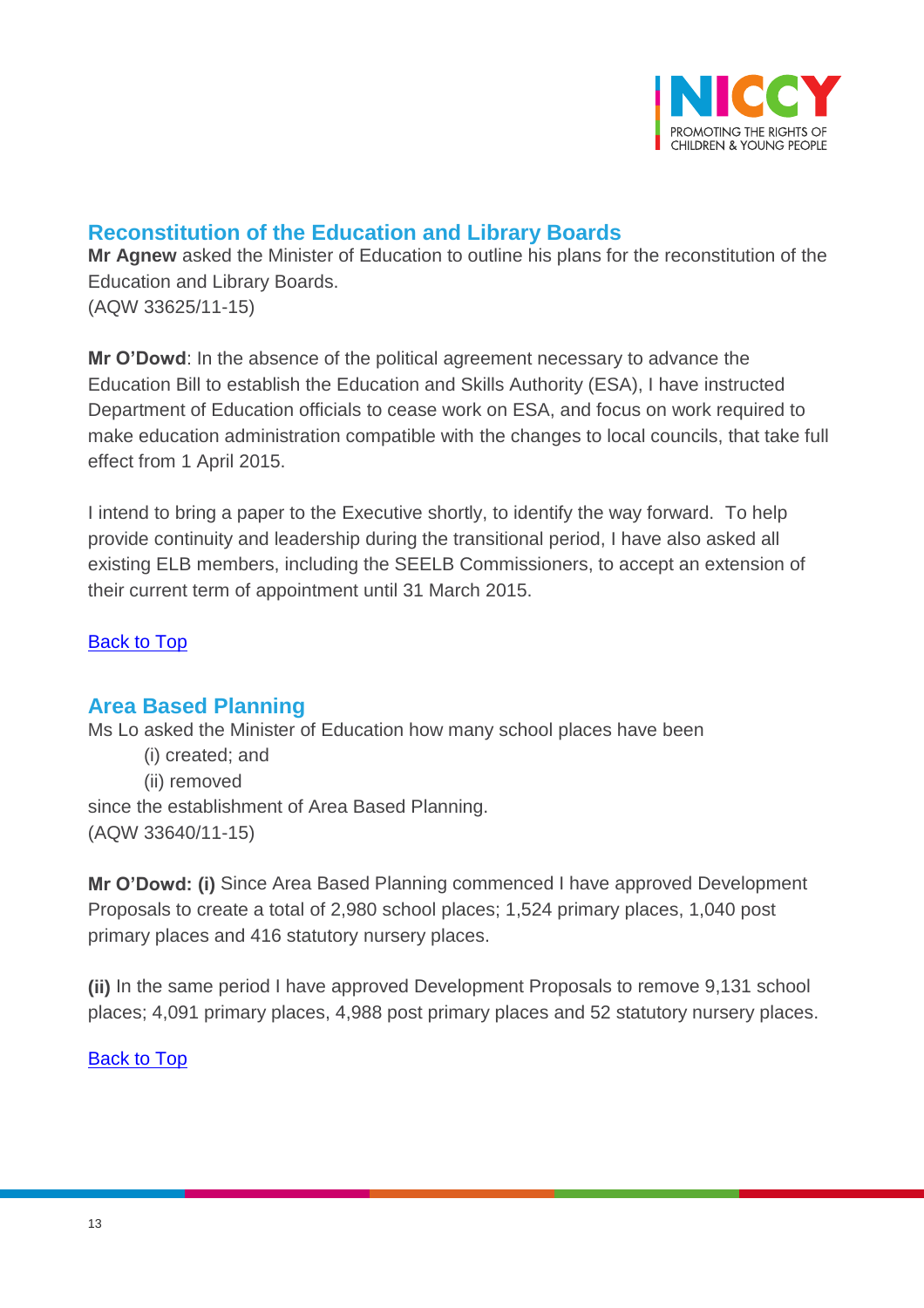## Reconstitution of the Education and Library Boards

**Mr Agnew** asked the Minister of Education to outline his plans for the reconstitution of the Education and Library Boards.
(AQW 33625/11-15)

**Mr O'Dowd**: In the absence of the political agreement necessary to advance the Education Bill to establish the Education and Skills Authority (ESA), I have instructed Department of Education officials to cease work on ESA, and focus on work required to make education administration compatible with the changes to local councils, that take full effect from 1 April 2015.

I intend to bring a paper to the Executive shortly, to identify the way forward. To help provide continuity and leadership during the transitional period, I have also asked all existing ELB members, including the SEELB Commissioners, to accept an extension of their current term of appointment until 31 March 2015.

Back to Top

## Area Based Planning

Ms Lo asked the Minister of Education how many school places have been

(i) created; and

(ii) removed

since the establishment of Area Based Planning.
(AQW 33640/11-15)

**Mr O'Dowd: (i)** Since Area Based Planning commenced I have approved Development Proposals to create a total of 2,980 school places; 1,524 primary places, 1,040 post primary places and 416 statutory nursery places.

**(ii)** In the same period I have approved Development Proposals to remove 9,131 school places; 4,091 primary places, 4,988 post primary places and 52 statutory nursery places.

Back to Top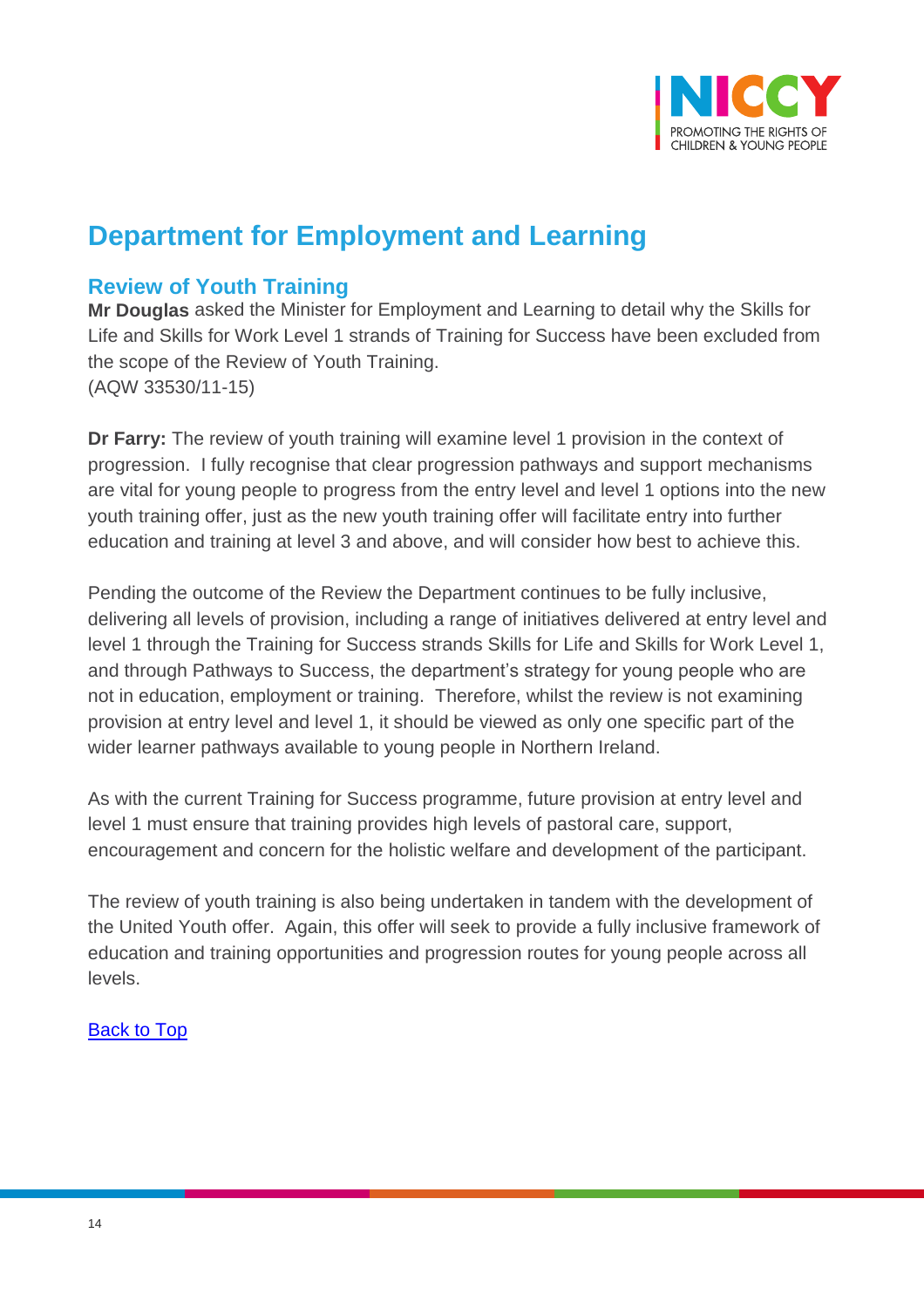# Department for Employment and Learning

## Review of Youth Training

**Mr Douglas** asked the Minister for Employment and Learning to detail why the Skills for Life and Skills for Work Level 1 strands of Training for Success have been excluded from the scope of the Review of Youth Training.
(AQW 33530/11-15)

**Dr Farry:** The review of youth training will examine level 1 provision in the context of progression. I fully recognise that clear progression pathways and support mechanisms are vital for young people to progress from the entry level and level 1 options into the new youth training offer, just as the new youth training offer will facilitate entry into further education and training at level 3 and above, and will consider how best to achieve this.

Pending the outcome of the Review the Department continues to be fully inclusive, delivering all levels of provision, including a range of initiatives delivered at entry level and level 1 through the Training for Success strands Skills for Life and Skills for Work Level 1, and through Pathways to Success, the department's strategy for young people who are not in education, employment or training. Therefore, whilst the review is not examining provision at entry level and level 1, it should be viewed as only one specific part of the wider learner pathways available to young people in Northern Ireland.

As with the current Training for Success programme, future provision at entry level and level 1 must ensure that training provides high levels of pastoral care, support, encouragement and concern for the holistic welfare and development of the participant.

The review of youth training is also being undertaken in tandem with the development of the United Youth offer. Again, this offer will seek to provide a fully inclusive framework of education and training opportunities and progression routes for young people across all levels.

Back to Top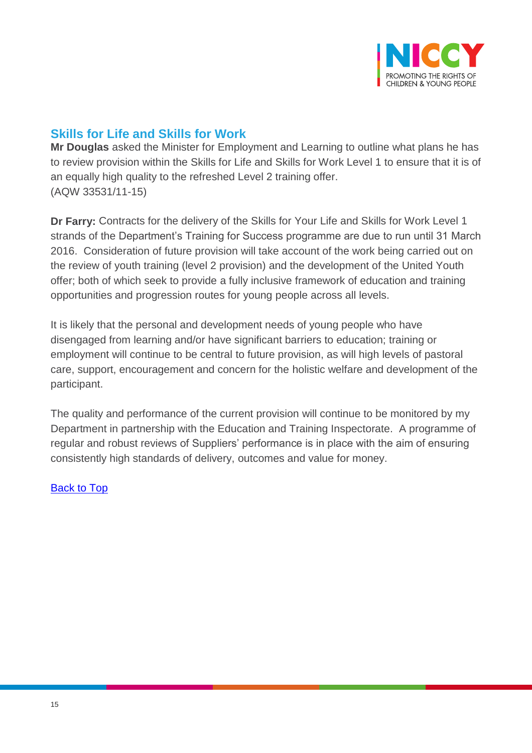## Skills for Life and Skills for Work

**Mr Douglas** asked the Minister for Employment and Learning to outline what plans he has to review provision within the Skills for Life and Skills for Work Level 1 to ensure that it is of an equally high quality to the refreshed Level 2 training offer.
(AQW 33531/11-15)

**Dr Farry:** Contracts for the delivery of the Skills for Your Life and Skills for Work Level 1 strands of the Department's Training for Success programme are due to run until 31 March 2016. Consideration of future provision will take account of the work being carried out on the review of youth training (level 2 provision) and the development of the United Youth offer; both of which seek to provide a fully inclusive framework of education and training opportunities and progression routes for young people across all levels.

It is likely that the personal and development needs of young people who have disengaged from learning and/or have significant barriers to education; training or employment will continue to be central to future provision, as will high levels of pastoral care, support, encouragement and concern for the holistic welfare and development of the participant.

The quality and performance of the current provision will continue to be monitored by my Department in partnership with the Education and Training Inspectorate. A programme of regular and robust reviews of Suppliers' performance is in place with the aim of ensuring consistently high standards of delivery, outcomes and value for money.

Back to Top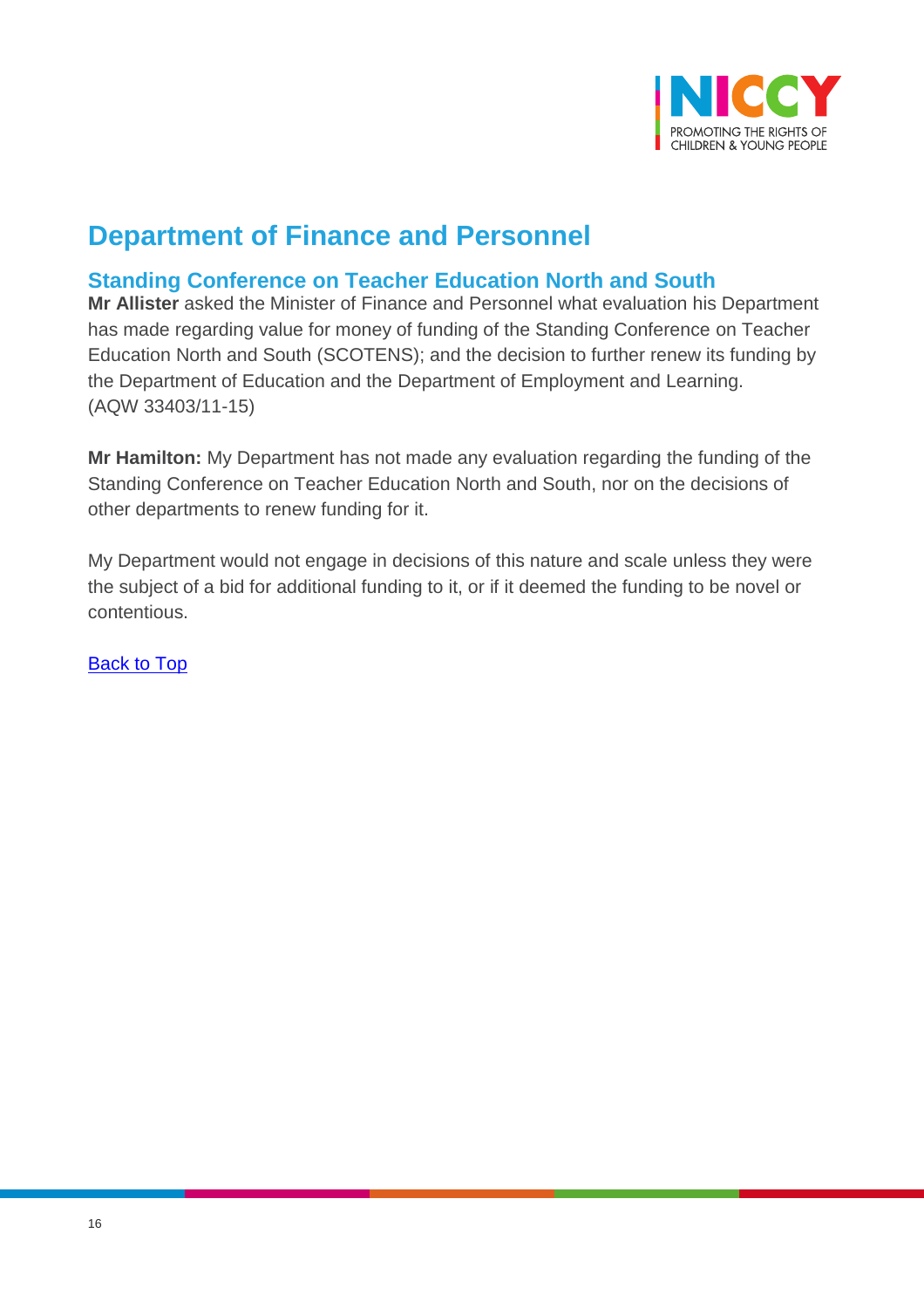## Department of Finance and Personnel

### Standing Conference on Teacher Education North and South

**Mr Allister** asked the Minister of Finance and Personnel what evaluation his Department has made regarding value for money of funding of the Standing Conference on Teacher Education North and South (SCOTENS); and the decision to further renew its funding by the Department of Education and the Department of Employment and Learning.
(AQW 33403/11-15)

**Mr Hamilton:** My Department has not made any evaluation regarding the funding of the Standing Conference on Teacher Education North and South, nor on the decisions of other departments to renew funding for it.

My Department would not engage in decisions of this nature and scale unless they were the subject of a bid for additional funding to it, or if it deemed the funding to be novel or contentious.

Back to Top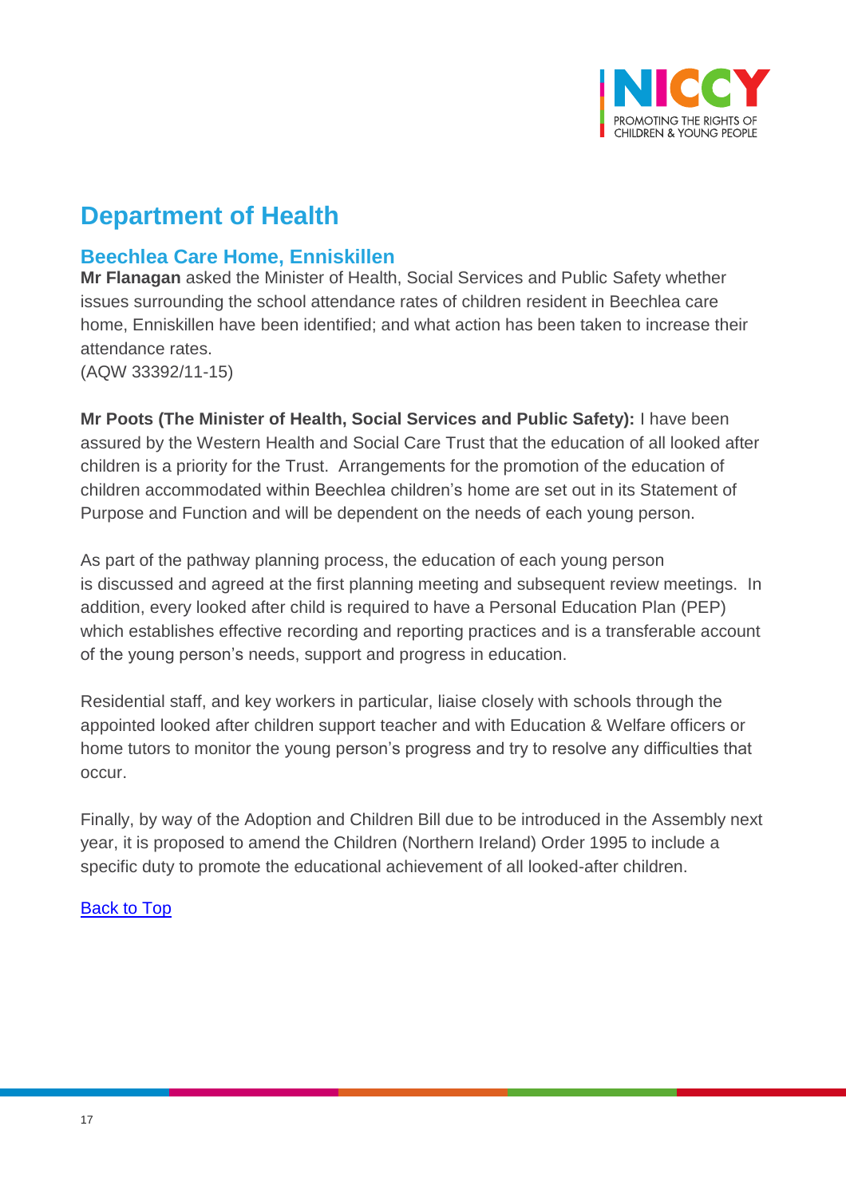# Department of Health

## Beechlea Care Home, Enniskillen

**Mr Flanagan** asked the Minister of Health, Social Services and Public Safety whether issues surrounding the school attendance rates of children resident in Beechlea care home, Enniskillen have been identified; and what action has been taken to increase their attendance rates.
(AQW 33392/11-15)

**Mr Poots (The Minister of Health, Social Services and Public Safety):** I have been assured by the Western Health and Social Care Trust that the education of all looked after children is a priority for the Trust. Arrangements for the promotion of the education of children accommodated within Beechlea children's home are set out in its Statement of Purpose and Function and will be dependent on the needs of each young person.

As part of the pathway planning process, the education of each young person is discussed and agreed at the first planning meeting and subsequent review meetings. In addition, every looked after child is required to have a Personal Education Plan (PEP) which establishes effective recording and reporting practices and is a transferable account of the young person's needs, support and progress in education.

Residential staff, and key workers in particular, liaise closely with schools through the appointed looked after children support teacher and with Education & Welfare officers or home tutors to monitor the young person's progress and try to resolve any difficulties that occur.

Finally, by way of the Adoption and Children Bill due to be introduced in the Assembly next year, it is proposed to amend the Children (Northern Ireland) Order 1995 to include a specific duty to promote the educational achievement of all looked-after children.

Back to Top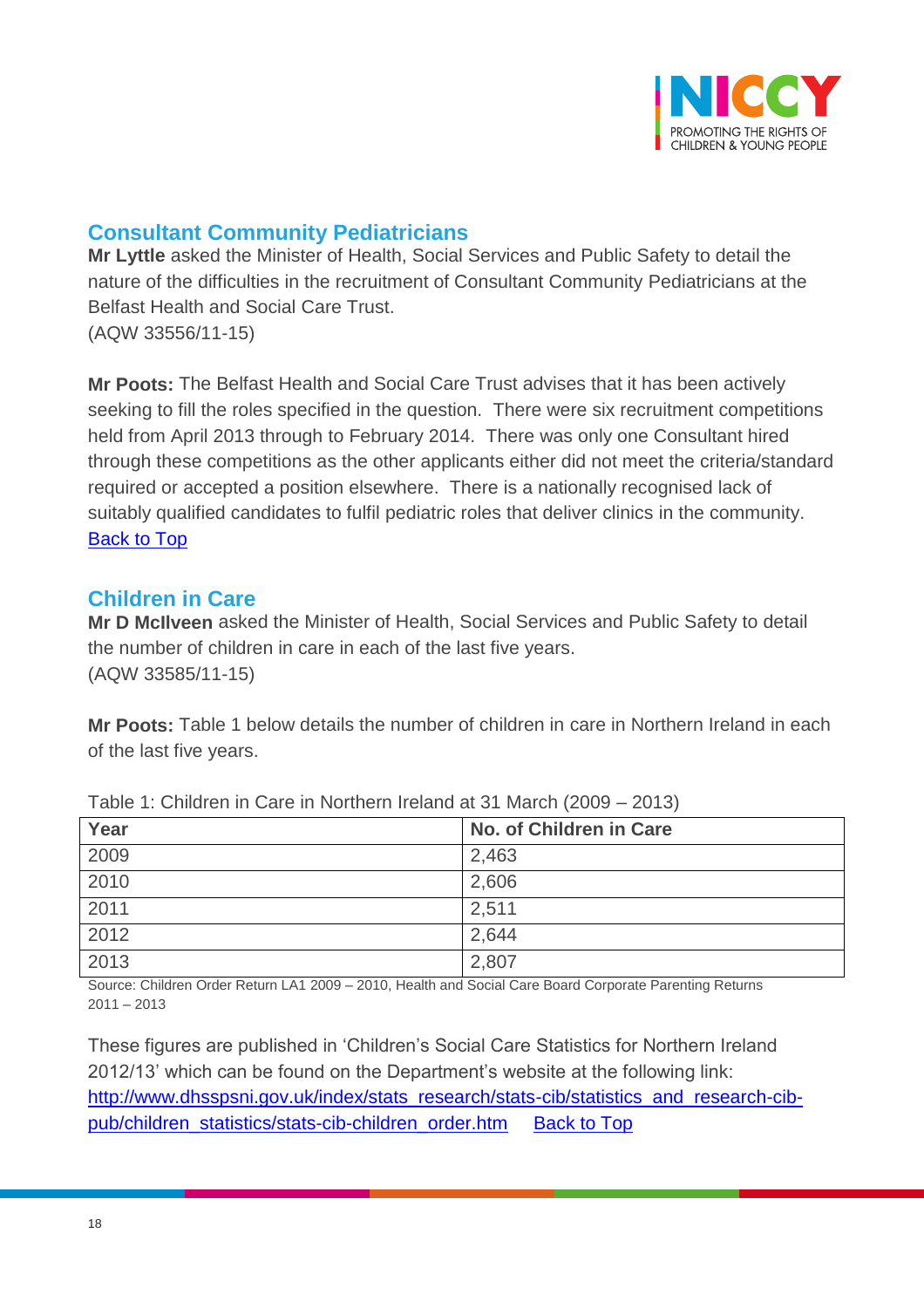## Consultant Community Pediatricians

**Mr Lyttle** asked the Minister of Health, Social Services and Public Safety to detail the nature of the difficulties in the recruitment of Consultant Community Pediatricians at the Belfast Health and Social Care Trust.
(AQW 33556/11-15)

**Mr Poots:** The Belfast Health and Social Care Trust advises that it has been actively seeking to fill the roles specified in the question. There were six recruitment competitions held from April 2013 through to February 2014. There was only one Consultant hired through these competitions as the other applicants either did not meet the criteria/standard required or accepted a position elsewhere. There is a nationally recognised lack of suitably qualified candidates to fulfil pediatric roles that deliver clinics in the community.
Back to Top

## Children in Care

**Mr D McIlveen** asked the Minister of Health, Social Services and Public Safety to detail the number of children in care in each of the last five years.
(AQW 33585/11-15)

**Mr Poots:** Table 1 below details the number of children in care in Northern Ireland in each of the last five years.

Table 1: Children in Care in Northern Ireland at 31 March (2009 – 2013)

| Year | No. of Children in Care |
|---|---|
| 2009 | 2,463 |
| 2010 | 2,606 |
| 2011 | 2,511 |
| 2012 | 2,644 |
| 2013 | 2,807 |

Source: Children Order Return LA1 2009 – 2010, Health and Social Care Board Corporate Parenting Returns 2011 – 2013

These figures are published in 'Children's Social Care Statistics for Northern Ireland 2012/13' which can be found on the Department's website at the following link:
http://www.dhsspsni.gov.uk/index/stats_research/stats-cib/statistics_and_research-cib-pub/children_statistics/stats-cib-children_order.htm Back to Top